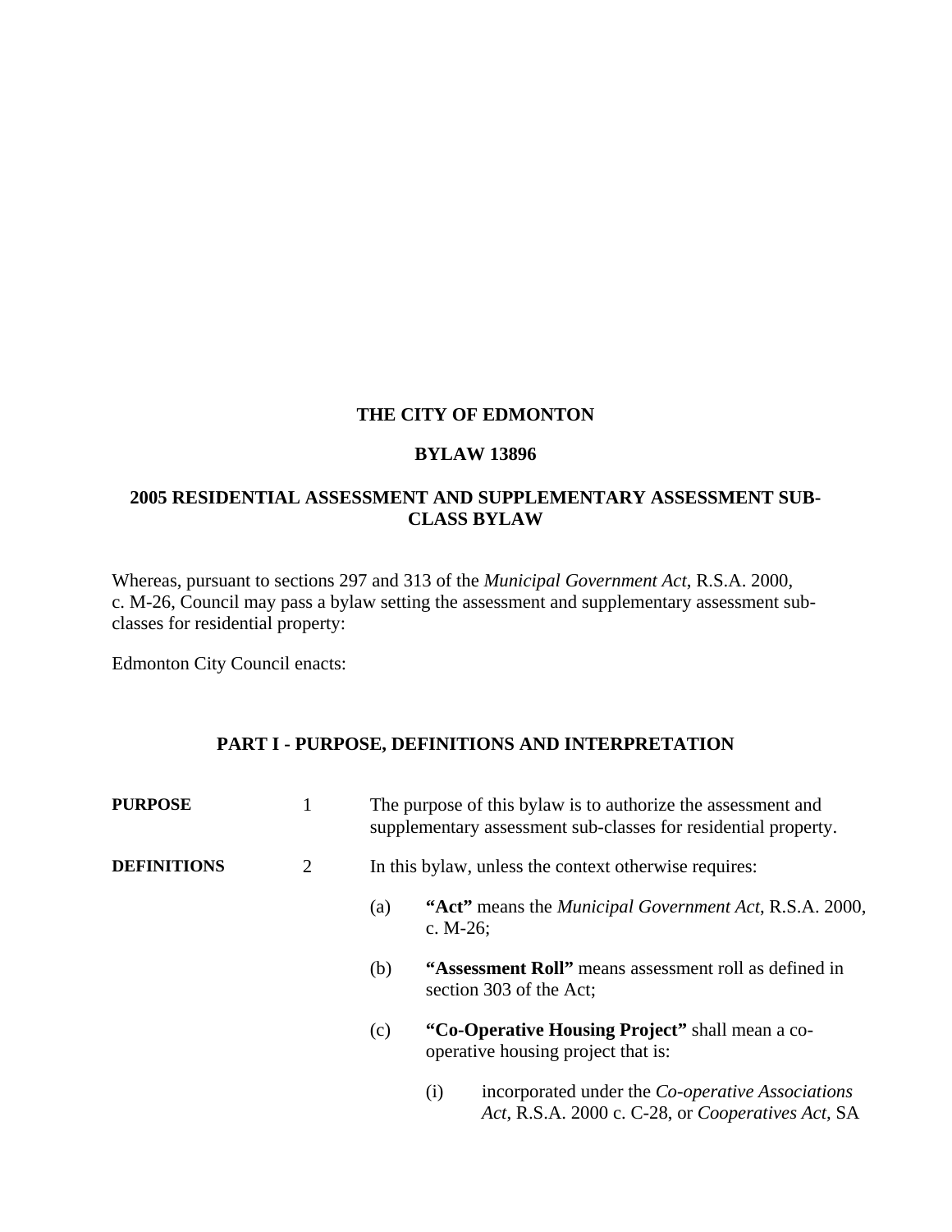**THE CITY OF EDMONTON**

**BYLAW 13896**

**2005 RESIDENTIAL ASSESSMENT AND SUPPLEMENTARY ASSESSMENT SUB-CLASS BYLAW**

Whereas, pursuant to sections 297 and 313 of the *Municipal Government Act*, R.S.A. 2000, c. M-26, Council may pass a bylaw setting the assessment and supplementary assessment sub-classes for residential property:

Edmonton City Council enacts:

## PART I - PURPOSE, DEFINITIONS AND INTERPRETATION

**PURPOSE** 1 The purpose of this bylaw is to authorize the assessment and supplementary assessment sub-classes for residential property.

**DEFINITIONS** 2 In this bylaw, unless the context otherwise requires:

(a) **"Act"** means the *Municipal Government Act*, R.S.A. 2000, c. M-26;

(b) **"Assessment Roll"** means assessment roll as defined in section 303 of the Act;

(c) **"Co-Operative Housing Project"** shall mean a co-operative housing project that is:

(i) incorporated under the *Co-operative Associations Act*, R.S.A. 2000 c. C-28, or *Cooperatives Act*, SA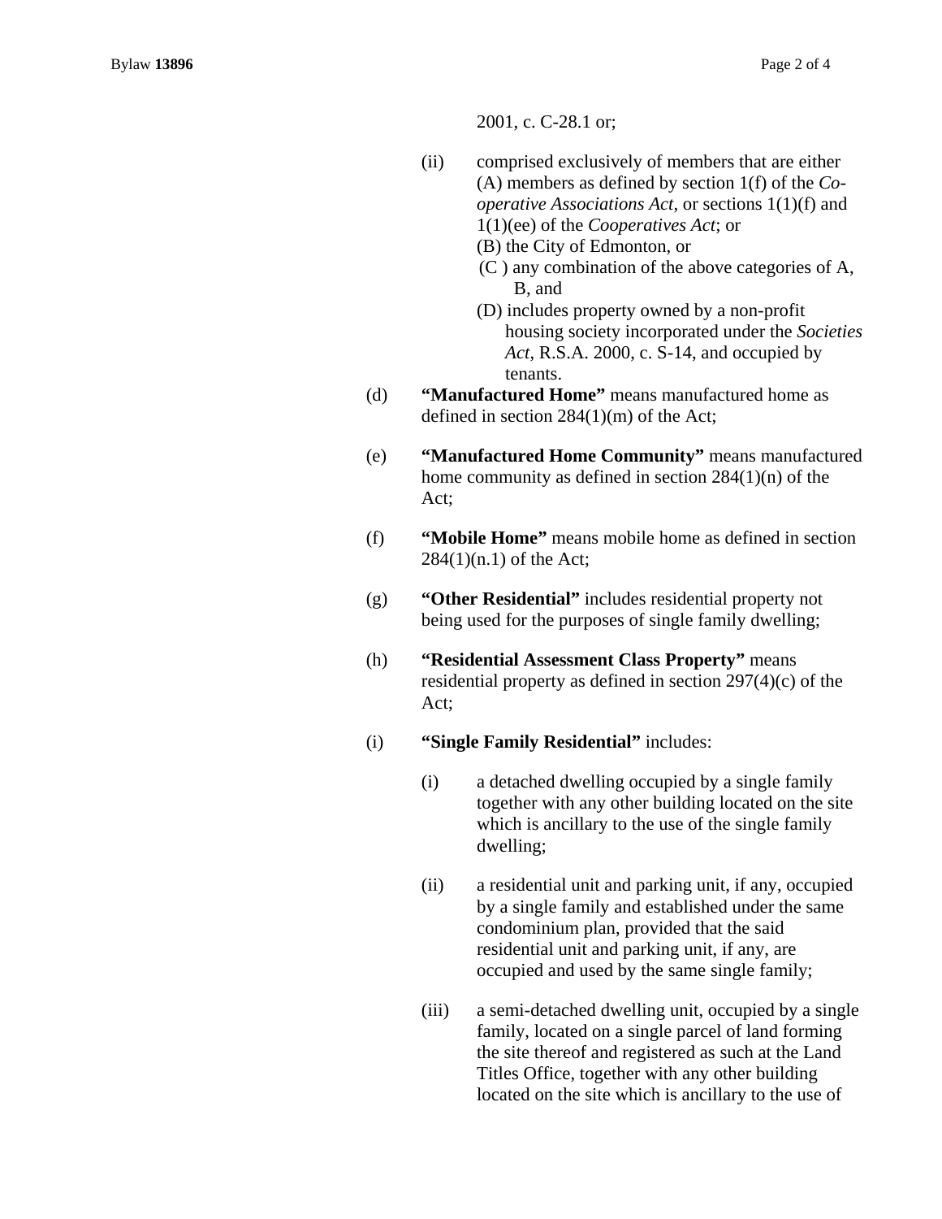2001, c. C-28.1 or;

(ii) comprised exclusively of members that are either (A) members as defined by section 1(f) of the *Co-operative Associations Act*, or sections 1(1)(f) and 1(1)(ee) of the *Cooperatives Act*; or
(B) the City of Edmonton, or
(C ) any combination of the above categories of A, B, and
(D) includes property owned by a non-profit housing society incorporated under the *Societies Act*, R.S.A. 2000, c. S-14, and occupied by tenants.

(d) **"Manufactured Home"** means manufactured home as defined in section 284(1)(m) of the Act;

(e) **"Manufactured Home Community"** means manufactured home community as defined in section 284(1)(n) of the Act;

(f) **"Mobile Home"** means mobile home as defined in section 284(1)(n.1) of the Act;

(g) **"Other Residential"** includes residential property not being used for the purposes of single family dwelling;

(h) **"Residential Assessment Class Property"** means residential property as defined in section 297(4)(c) of the Act;

(i) **"Single Family Residential"** includes:

(i) a detached dwelling occupied by a single family together with any other building located on the site which is ancillary to the use of the single family dwelling;

(ii) a residential unit and parking unit, if any, occupied by a single family and established under the same condominium plan, provided that the said residential unit and parking unit, if any, are occupied and used by the same single family;

(iii) a semi-detached dwelling unit, occupied by a single family, located on a single parcel of land forming the site thereof and registered as such at the Land Titles Office, together with any other building located on the site which is ancillary to the use of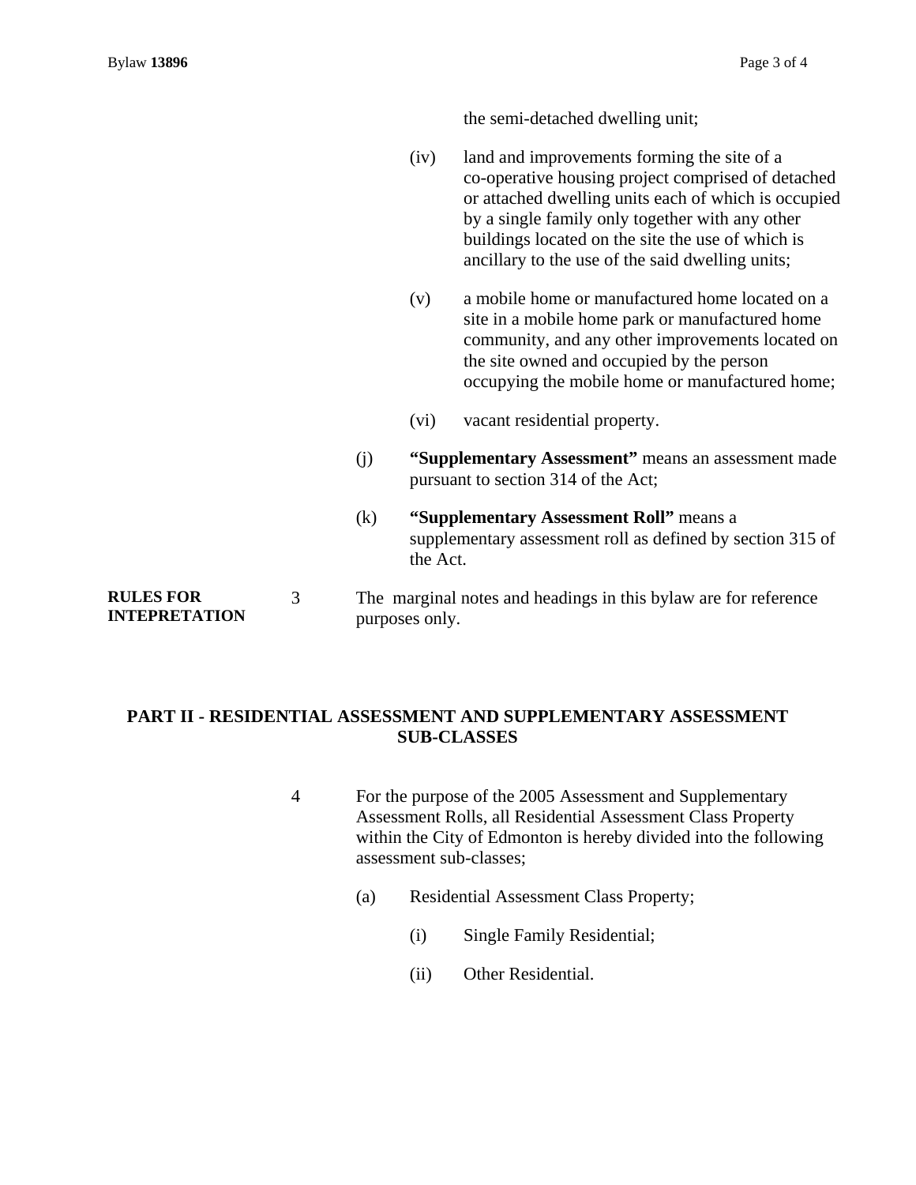the semi-detached dwelling unit;

(iv) land and improvements forming the site of a co-operative housing project comprised of detached or attached dwelling units each of which is occupied by a single family only together with any other buildings located on the site the use of which is ancillary to the use of the said dwelling units;

(v) a mobile home or manufactured home located on a site in a mobile home park or manufactured home community, and any other improvements located on the site owned and occupied by the person occupying the mobile home or manufactured home;

(vi) vacant residential property.

(j) **"Supplementary Assessment"** means an assessment made pursuant to section 314 of the Act;

(k) **"Supplementary Assessment Roll"** means a supplementary assessment roll as defined by section 315 of the Act.

**RULES FOR INTEPRETATION**

3 The marginal notes and headings in this bylaw are for reference purposes only.

## PART II - RESIDENTIAL ASSESSMENT AND SUPPLEMENTARY ASSESSMENT SUB-CLASSES

4 For the purpose of the 2005 Assessment and Supplementary Assessment Rolls, all Residential Assessment Class Property within the City of Edmonton is hereby divided into the following assessment sub-classes;

(a) Residential Assessment Class Property;

(i) Single Family Residential;

(ii) Other Residential.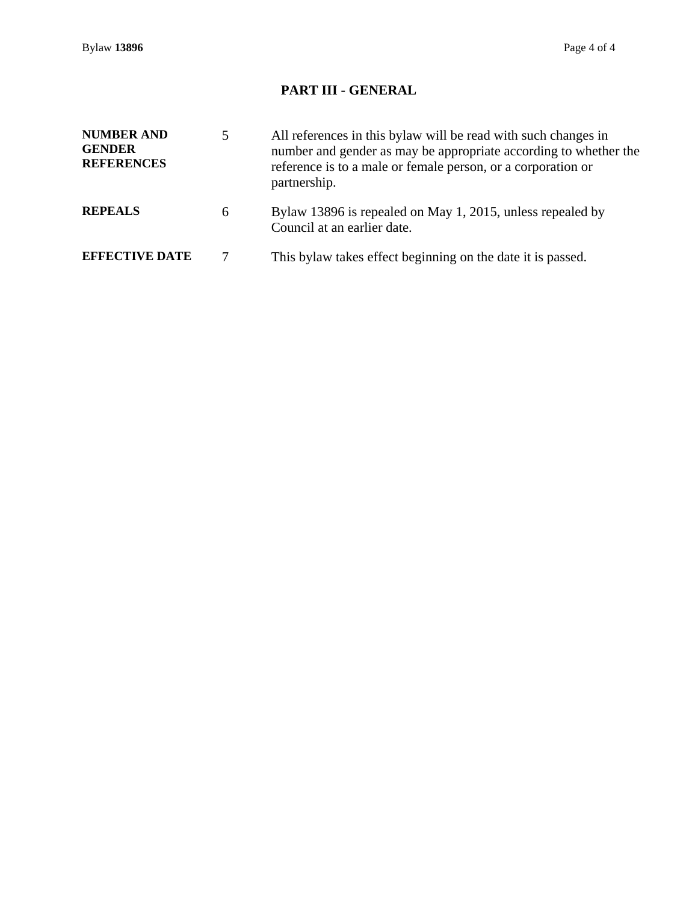## PART III - GENERAL

| | | |
|---|---|---|
| **NUMBER AND GENDER REFERENCES** | 5 | All references in this bylaw will be read with such changes in number and gender as may be appropriate according to whether the reference is to a male or female person, or a corporation or partnership. |
| **REPEALS** | 6 | Bylaw 13896 is repealed on May 1, 2015, unless repealed by Council at an earlier date. |
| **EFFECTIVE DATE** | 7 | This bylaw takes effect beginning on the date it is passed. |